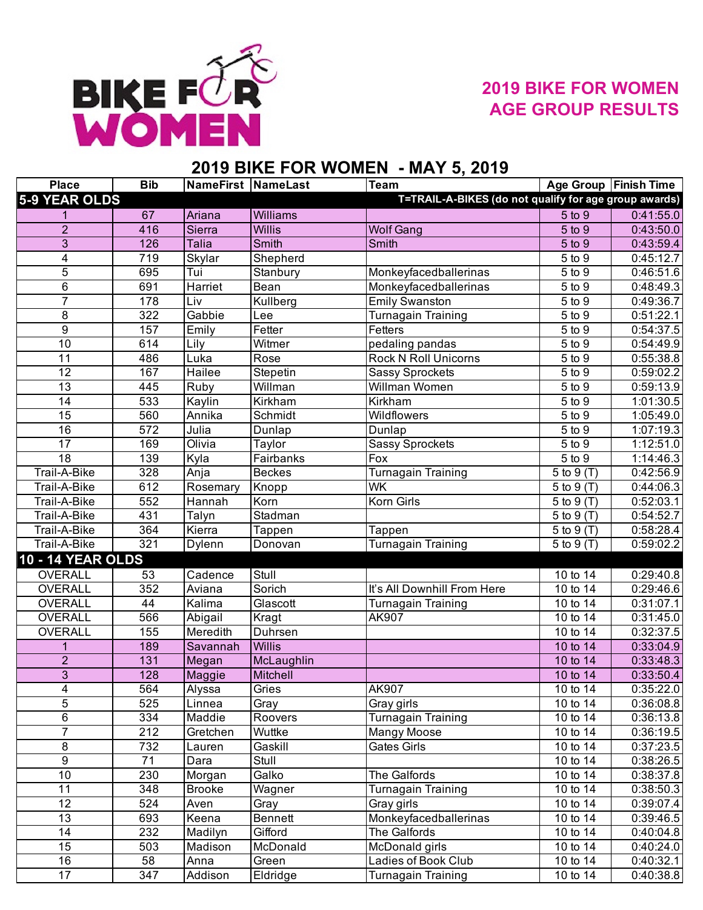# BIKE FOR WOMEN

## 2019 BIKE FOR WOMEN AGE GROUP RESULTS

## 2019 BIKE FOR WOMEN - MAY 5, 2019

| Place | Bib | NameFirst | NameLast | Team | Age Group | Finish Time |
|---|---|---|---|---|---|---|
| **5-9 YEAR OLDS** | | | | **T=TRAIL-A-BIKES (do not qualify for age group awards)** | | |
| 1 | 67 | Ariana | Williams | | 5 to 9 | 0:41:55.0 |
| 2 | 416 | Sierra | Willis | Wolf Gang | 5 to 9 | 0:43:50.0 |
| 3 | 126 | Talia | Smith | Smith | 5 to 9 | 0:43:59.4 |
| 4 | 719 | Skylar | Shepherd | | 5 to 9 | 0:45:12.7 |
| 5 | 695 | Tui | Stanbury | Monkeyfacedballerinas | 5 to 9 | 0:46:51.6 |
| 6 | 691 | Harriet | Bean | Monkeyfacedballerinas | 5 to 9 | 0:48:49.3 |
| 7 | 178 | Liv | Kullberg | Emily Swanston | 5 to 9 | 0:49:36.7 |
| 8 | 322 | Gabbie | Lee | Turnagain Training | 5 to 9 | 0:51:22.1 |
| 9 | 157 | Emily | Fetter | Fetters | 5 to 9 | 0:54:37.5 |
| 10 | 614 | Lily | Witmer | pedaling pandas | 5 to 9 | 0:54:49.9 |
| 11 | 486 | Luka | Rose | Rock N Roll Unicorns | 5 to 9 | 0:55:38.8 |
| 12 | 167 | Hailee | Stepetin | Sassy Sprockets | 5 to 9 | 0:59:02.2 |
| 13 | 445 | Ruby | Willman | Willman Women | 5 to 9 | 0:59:13.9 |
| 14 | 533 | Kaylin | Kirkham | Kirkham | 5 to 9 | 1:01:30.5 |
| 15 | 560 | Annika | Schmidt | Wildflowers | 5 to 9 | 1:05:49.0 |
| 16 | 572 | Julia | Dunlap | Dunlap | 5 to 9 | 1:07:19.3 |
| 17 | 169 | Olivia | Taylor | Sassy Sprockets | 5 to 9 | 1:12:51.0 |
| 18 | 139 | Kyla | Fairbanks | Fox | 5 to 9 | 1:14:46.3 |
| Trail-A-Bike | 328 | Anja | Beckes | Turnagain Training | 5 to 9 (T) | 0:42:56.9 |
| Trail-A-Bike | 612 | Rosemary | Knopp | WK | 5 to 9 (T) | 0:44:06.3 |
| Trail-A-Bike | 552 | Hannah | Korn | Korn Girls | 5 to 9 (T) | 0:52:03.1 |
| Trail-A-Bike | 431 | Talyn | Stadman | | 5 to 9 (T) | 0:54:52.7 |
| Trail-A-Bike | 364 | Kierra | Tappen | Tappen | 5 to 9 (T) | 0:58:28.4 |
| Trail-A-Bike | 321 | Dylenn | Donovan | Turnagain Training | 5 to 9 (T) | 0:59:02.2 |
| **10 - 14 YEAR OLDS** | | | | | | |
| OVERALL | 53 | Cadence | Stull | | 10 to 14 | 0:29:40.8 |
| OVERALL | 352 | Aviana | Sorich | It's All Downhill From Here | 10 to 14 | 0:29:46.6 |
| OVERALL | 44 | Kalima | Glascott | Turnagain Training | 10 to 14 | 0:31:07.1 |
| OVERALL | 566 | Abigail | Kragt | AK907 | 10 to 14 | 0:31:45.0 |
| OVERALL | 155 | Meredith | Duhrsen | | 10 to 14 | 0:32:37.5 |
| 1 | 189 | Savannah | Willis | | 10 to 14 | 0:33:04.9 |
| 2 | 131 | Megan | McLaughlin | | 10 to 14 | 0:33:48.3 |
| 3 | 128 | Maggie | Mitchell | | 10 to 14 | 0:33:50.4 |
| 4 | 564 | Alyssa | Gries | AK907 | 10 to 14 | 0:35:22.0 |
| 5 | 525 | Linnea | Gray | Gray girls | 10 to 14 | 0:36:08.8 |
| 6 | 334 | Maddie | Roovers | Turnagain Training | 10 to 14 | 0:36:13.8 |
| 7 | 212 | Gretchen | Wuttke | Mangy Moose | 10 to 14 | 0:36:19.5 |
| 8 | 732 | Lauren | Gaskill | Gates Girls | 10 to 14 | 0:37:23.5 |
| 9 | 71 | Dara | Stull | | 10 to 14 | 0:38:26.5 |
| 10 | 230 | Morgan | Galko | The Galfords | 10 to 14 | 0:38:37.8 |
| 11 | 348 | Brooke | Wagner | Turnagain Training | 10 to 14 | 0:38:50.3 |
| 12 | 524 | Aven | Gray | Gray girls | 10 to 14 | 0:39:07.4 |
| 13 | 693 | Keena | Bennett | Monkeyfacedballerinas | 10 to 14 | 0:39:46.5 |
| 14 | 232 | Madilyn | Gifford | The Galfords | 10 to 14 | 0:40:04.8 |
| 15 | 503 | Madison | McDonald | McDonald girls | 10 to 14 | 0:40:24.0 |
| 16 | 58 | Anna | Green | Ladies of Book Club | 10 to 14 | 0:40:32.1 |
| 17 | 347 | Addison | Eldridge | Turnagain Training | 10 to 14 | 0:40:38.8 |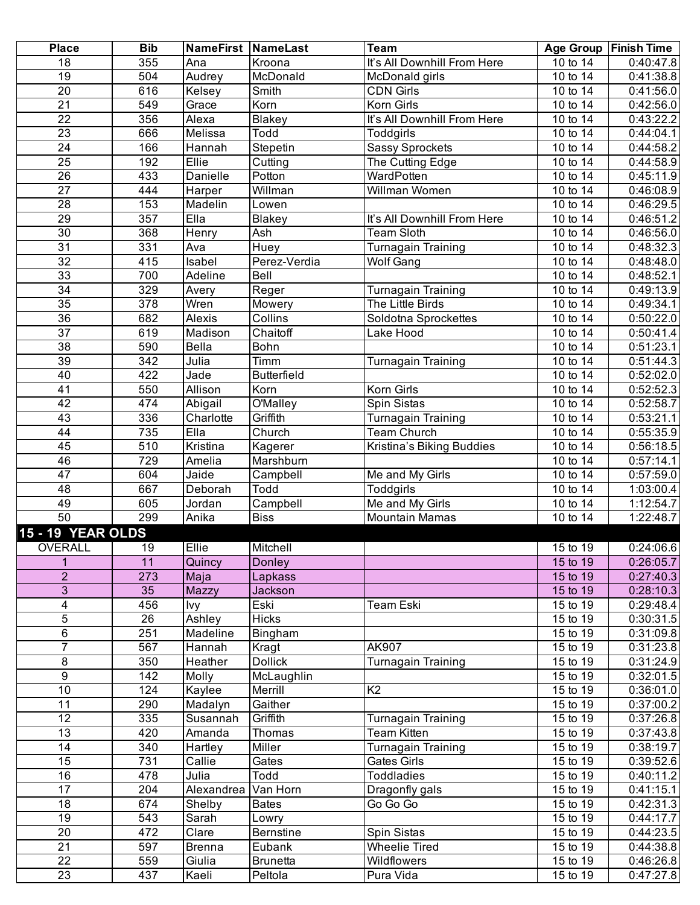| Place | Bib | NameFirst | NameLast | Team | Age Group | Finish Time |
|---|---|---|---|---|---|---|
| 18 | 355 | Ana | Kroona | It's All Downhill From Here | 10 to 14 | 0:40:47.8 |
| 19 | 504 | Audrey | McDonald | McDonald girls | 10 to 14 | 0:41:38.8 |
| 20 | 616 | Kelsey | Smith | CDN Girls | 10 to 14 | 0:41:56.0 |
| 21 | 549 | Grace | Korn | Korn Girls | 10 to 14 | 0:42:56.0 |
| 22 | 356 | Alexa | Blakey | It's All Downhill From Here | 10 to 14 | 0:43:22.2 |
| 23 | 666 | Melissa | Todd | Toddgirls | 10 to 14 | 0:44:04.1 |
| 24 | 166 | Hannah | Stepetin | Sassy Sprockets | 10 to 14 | 0:44:58.2 |
| 25 | 192 | Ellie | Cutting | The Cutting Edge | 10 to 14 | 0:44:58.9 |
| 26 | 433 | Danielle | Potton | WardPotten | 10 to 14 | 0:45:11.9 |
| 27 | 444 | Harper | Willman | Willman Women | 10 to 14 | 0:46:08.9 |
| 28 | 153 | Madelin | Lowen | | 10 to 14 | 0:46:29.5 |
| 29 | 357 | Ella | Blakey | It's All Downhill From Here | 10 to 14 | 0:46:51.2 |
| 30 | 368 | Henry | Ash | Team Sloth | 10 to 14 | 0:46:56.0 |
| 31 | 331 | Ava | Huey | Turnagain Training | 10 to 14 | 0:48:32.3 |
| 32 | 415 | Isabel | Perez-Verdia | Wolf Gang | 10 to 14 | 0:48:48.0 |
| 33 | 700 | Adeline | Bell | | 10 to 14 | 0:48:52.1 |
| 34 | 329 | Avery | Reger | Turnagain Training | 10 to 14 | 0:49:13.9 |
| 35 | 378 | Wren | Mowery | The Little Birds | 10 to 14 | 0:49:34.1 |
| 36 | 682 | Alexis | Collins | Soldotna Sprockettes | 10 to 14 | 0:50:22.0 |
| 37 | 619 | Madison | Chaitoff | Lake Hood | 10 to 14 | 0:50:41.4 |
| 38 | 590 | Bella | Bohn | | 10 to 14 | 0:51:23.1 |
| 39 | 342 | Julia | Timm | Turnagain Training | 10 to 14 | 0:51:44.3 |
| 40 | 422 | Jade | Butterfield | | 10 to 14 | 0:52:02.0 |
| 41 | 550 | Allison | Korn | Korn Girls | 10 to 14 | 0:52:52.3 |
| 42 | 474 | Abigail | O'Malley | Spin Sistas | 10 to 14 | 0:52:58.7 |
| 43 | 336 | Charlotte | Griffith | Turnagain Training | 10 to 14 | 0:53:21.1 |
| 44 | 735 | Ella | Church | Team Church | 10 to 14 | 0:55:35.9 |
| 45 | 510 | Kristina | Kagerer | Kristina's Biking Buddies | 10 to 14 | 0:56:18.5 |
| 46 | 729 | Amelia | Marshburn | | 10 to 14 | 0:57:14.1 |
| 47 | 604 | Jaide | Campbell | Me and My Girls | 10 to 14 | 0:57:59.0 |
| 48 | 667 | Deborah | Todd | Toddgirls | 10 to 14 | 1:03:00.4 |
| 49 | 605 | Jordan | Campbell | Me and My Girls | 10 to 14 | 1:12:54.7 |
| 50 | 299 | Anika | Biss | Mountain Mamas | 10 to 14 | 1:22:48.7 |
| **15 - 19 YEAR OLDS** | | | | | | |
| OVERALL | 19 | Ellie | Mitchell | | 15 to 19 | 0:24:06.6 |
| 1 | 11 | Quincy | Donley | | 15 to 19 | 0:26:05.7 |
| 2 | 273 | Maja | Lapkass | | 15 to 19 | 0:27:40.3 |
| 3 | 35 | Mazzy | Jackson | | 15 to 19 | 0:28:10.3 |
| 4 | 456 | Ivy | Eski | Team Eski | 15 to 19 | 0:29:48.4 |
| 5 | 26 | Ashley | Hicks | | 15 to 19 | 0:30:31.5 |
| 6 | 251 | Madeline | Bingham | | 15 to 19 | 0:31:09.8 |
| 7 | 567 | Hannah | Kragt | AK907 | 15 to 19 | 0:31:23.8 |
| 8 | 350 | Heather | Dollick | Turnagain Training | 15 to 19 | 0:31:24.9 |
| 9 | 142 | Molly | McLaughlin | | 15 to 19 | 0:32:01.5 |
| 10 | 124 | Kaylee | Merrill | K2 | 15 to 19 | 0:36:01.0 |
| 11 | 290 | Madalyn | Gaither | | 15 to 19 | 0:37:00.2 |
| 12 | 335 | Susannah | Griffith | Turnagain Training | 15 to 19 | 0:37:26.8 |
| 13 | 420 | Amanda | Thomas | Team Kitten | 15 to 19 | 0:37:43.8 |
| 14 | 340 | Hartley | Miller | Turnagain Training | 15 to 19 | 0:38:19.7 |
| 15 | 731 | Callie | Gates | Gates Girls | 15 to 19 | 0:39:52.6 |
| 16 | 478 | Julia | Todd | Toddladies | 15 to 19 | 0:40:11.2 |
| 17 | 204 | Alexandrea | Van Horn | Dragonfly gals | 15 to 19 | 0:41:15.1 |
| 18 | 674 | Shelby | Bates | Go Go Go | 15 to 19 | 0:42:31.3 |
| 19 | 543 | Sarah | Lowry | | 15 to 19 | 0:44:17.7 |
| 20 | 472 | Clare | Bernstine | Spin Sistas | 15 to 19 | 0:44:23.5 |
| 21 | 597 | Brenna | Eubank | Wheelie Tired | 15 to 19 | 0:44:38.8 |
| 22 | 559 | Giulia | Brunetta | Wildflowers | 15 to 19 | 0:46:26.8 |
| 23 | 437 | Kaeli | Peltola | Pura Vida | 15 to 19 | 0:47:27.8 |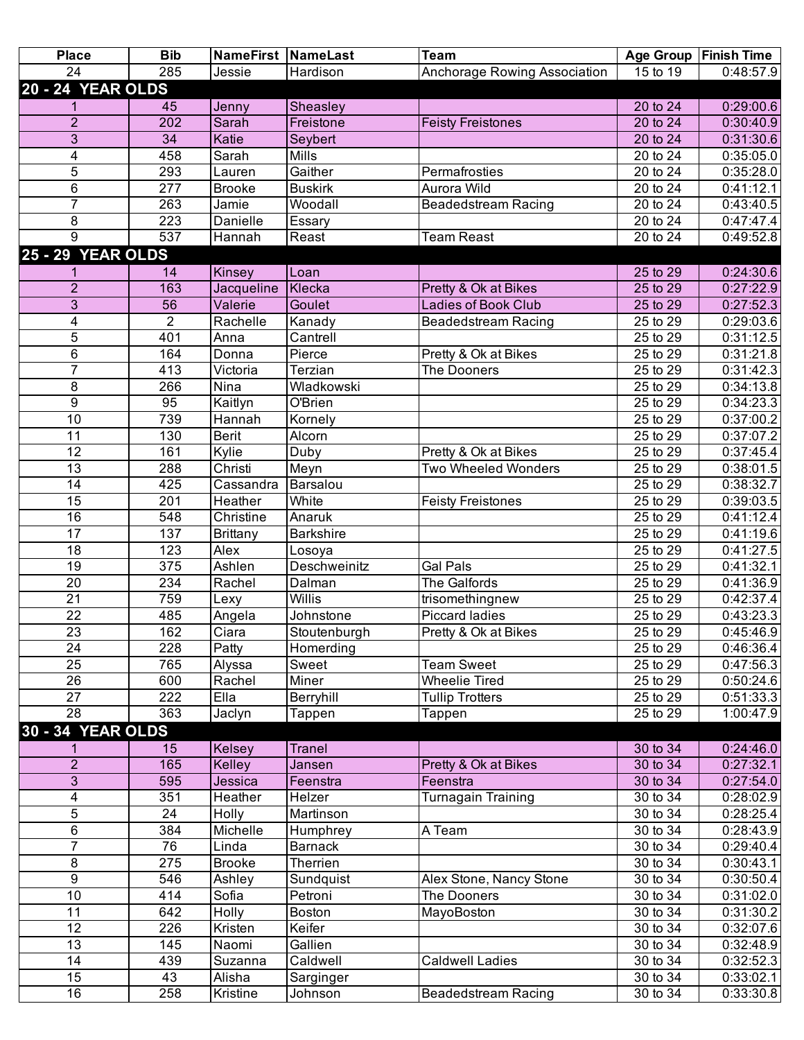| Place | Bib | NameFirst | NameLast | Team | Age Group | Finish Time |
|---|---|---|---|---|---|---|
| 24 | 285 | Jessie | Hardison | Anchorage Rowing Association | 15 to 19 | 0:48:57.9 |
| **20 - 24 YEAR OLDS** | | | | | | |
| 1 | 45 | Jenny | Sheasley | | 20 to 24 | 0:29:00.6 |
| 2 | 202 | Sarah | Freistone | Feisty Freistones | 20 to 24 | 0:30:40.9 |
| 3 | 34 | Katie | Seybert | | 20 to 24 | 0:31:30.6 |
| 4 | 458 | Sarah | Mills | | 20 to 24 | 0:35:05.0 |
| 5 | 293 | Lauren | Gaither | Permafrosties | 20 to 24 | 0:35:28.0 |
| 6 | 277 | Brooke | Buskirk | Aurora Wild | 20 to 24 | 0:41:12.1 |
| 7 | 263 | Jamie | Woodall | Beadedstream Racing | 20 to 24 | 0:43:40.5 |
| 8 | 223 | Danielle | Essary | | 20 to 24 | 0:47:47.4 |
| 9 | 537 | Hannah | Reast | Team Reast | 20 to 24 | 0:49:52.8 |
| **25 - 29 YEAR OLDS** | | | | | | |
| 1 | 14 | Kinsey | Loan | | 25 to 29 | 0:24:30.6 |
| 2 | 163 | Jacqueline | Klecka | Pretty & Ok at Bikes | 25 to 29 | 0:27:22.9 |
| 3 | 56 | Valerie | Goulet | Ladies of Book Club | 25 to 29 | 0:27:52.3 |
| 4 | 2 | Rachelle | Kanady | Beadedstream Racing | 25 to 29 | 0:29:03.6 |
| 5 | 401 | Anna | Cantrell | | 25 to 29 | 0:31:12.5 |
| 6 | 164 | Donna | Pierce | Pretty & Ok at Bikes | 25 to 29 | 0:31:21.8 |
| 7 | 413 | Victoria | Terzian | The Dooners | 25 to 29 | 0:31:42.3 |
| 8 | 266 | Nina | Wladkowski | | 25 to 29 | 0:34:13.8 |
| 9 | 95 | Kaitlyn | O'Brien | | 25 to 29 | 0:34:23.3 |
| 10 | 739 | Hannah | Kornely | | 25 to 29 | 0:37:00.2 |
| 11 | 130 | Berit | Alcorn | | 25 to 29 | 0:37:07.2 |
| 12 | 161 | Kylie | Duby | Pretty & Ok at Bikes | 25 to 29 | 0:37:45.4 |
| 13 | 288 | Christi | Meyn | Two Wheeled Wonders | 25 to 29 | 0:38:01.5 |
| 14 | 425 | Cassandra | Barsalou | | 25 to 29 | 0:38:32.7 |
| 15 | 201 | Heather | White | Feisty Freistones | 25 to 29 | 0:39:03.5 |
| 16 | 548 | Christine | Anaruk | | 25 to 29 | 0:41:12.4 |
| 17 | 137 | Brittany | Barkshire | | 25 to 29 | 0:41:19.6 |
| 18 | 123 | Alex | Losoya | | 25 to 29 | 0:41:27.5 |
| 19 | 375 | Ashlen | Deschweinitz | Gal Pals | 25 to 29 | 0:41:32.1 |
| 20 | 234 | Rachel | Dalman | The Galfords | 25 to 29 | 0:41:36.9 |
| 21 | 759 | Lexy | Willis | trisomethingnew | 25 to 29 | 0:42:37.4 |
| 22 | 485 | Angela | Johnstone | Piccard ladies | 25 to 29 | 0:43:23.3 |
| 23 | 162 | Ciara | Stoutenburgh | Pretty & Ok at Bikes | 25 to 29 | 0:45:46.9 |
| 24 | 228 | Patty | Homerding | | 25 to 29 | 0:46:36.4 |
| 25 | 765 | Alyssa | Sweet | Team Sweet | 25 to 29 | 0:47:56.3 |
| 26 | 600 | Rachel | Miner | Wheelie Tired | 25 to 29 | 0:50:24.6 |
| 27 | 222 | Ella | Berryhill | Tullip Trotters | 25 to 29 | 0:51:33.3 |
| 28 | 363 | Jaclyn | Tappen | Tappen | 25 to 29 | 1:00:47.9 |
| **30 - 34 YEAR OLDS** | | | | | | |
| 1 | 15 | Kelsey | Tranel | | 30 to 34 | 0:24:46.0 |
| 2 | 165 | Kelley | Jansen | Pretty & Ok at Bikes | 30 to 34 | 0:27:32.1 |
| 3 | 595 | Jessica | Feenstra | Feenstra | 30 to 34 | 0:27:54.0 |
| 4 | 351 | Heather | Helzer | Turnagain Training | 30 to 34 | 0:28:02.9 |
| 5 | 24 | Holly | Martinson | | 30 to 34 | 0:28:25.4 |
| 6 | 384 | Michelle | Humphrey | A Team | 30 to 34 | 0:28:43.9 |
| 7 | 76 | Linda | Barnack | | 30 to 34 | 0:29:40.4 |
| 8 | 275 | Brooke | Therrien | | 30 to 34 | 0:30:43.1 |
| 9 | 546 | Ashley | Sundquist | Alex Stone, Nancy Stone | 30 to 34 | 0:30:50.4 |
| 10 | 414 | Sofia | Petroni | The Dooners | 30 to 34 | 0:31:02.0 |
| 11 | 642 | Holly | Boston | MayoBoston | 30 to 34 | 0:31:30.2 |
| 12 | 226 | Kristen | Keifer | | 30 to 34 | 0:32:07.6 |
| 13 | 145 | Naomi | Gallien | | 30 to 34 | 0:32:48.9 |
| 14 | 439 | Suzanna | Caldwell | Caldwell Ladies | 30 to 34 | 0:32:52.3 |
| 15 | 43 | Alisha | Sarginger | | 30 to 34 | 0:33:02.1 |
| 16 | 258 | Kristine | Johnson | Beadedstream Racing | 30 to 34 | 0:33:30.8 |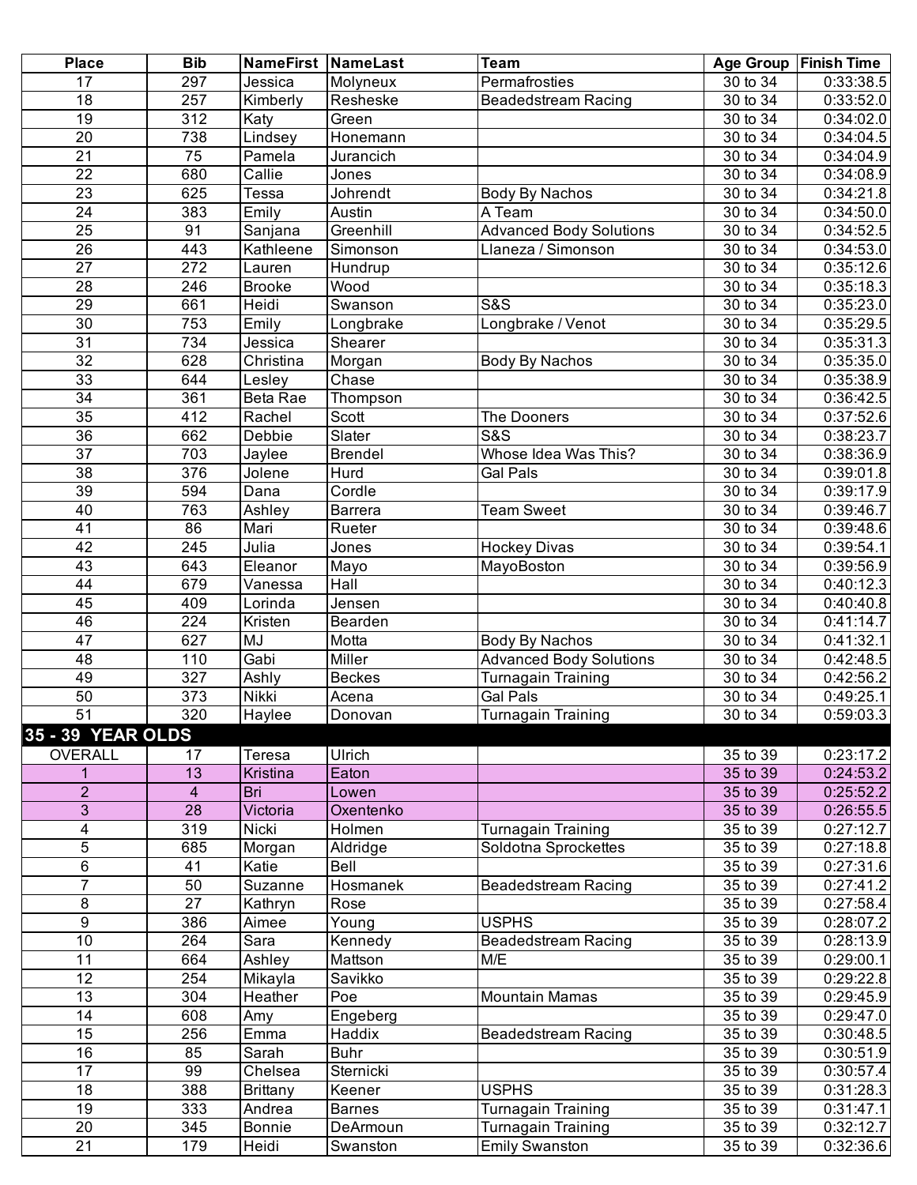| Place | Bib | NameFirst | NameLast | Team | Age Group | Finish Time |
|---|---|---|---|---|---|---|
| 17 | 297 | Jessica | Molyneux | Permafrosties | 30 to 34 | 0:33:38.5 |
| 18 | 257 | Kimberly | Resheske | Beadedstream Racing | 30 to 34 | 0:33:52.0 |
| 19 | 312 | Katy | Green | | 30 to 34 | 0:34:02.0 |
| 20 | 738 | Lindsey | Honemann | | 30 to 34 | 0:34:04.5 |
| 21 | 75 | Pamela | Jurancich | | 30 to 34 | 0:34:04.9 |
| 22 | 680 | Callie | Jones | | 30 to 34 | 0:34:08.9 |
| 23 | 625 | Tessa | Johrendt | Body By Nachos | 30 to 34 | 0:34:21.8 |
| 24 | 383 | Emily | Austin | A Team | 30 to 34 | 0:34:50.0 |
| 25 | 91 | Sanjana | Greenhill | Advanced Body Solutions | 30 to 34 | 0:34:52.5 |
| 26 | 443 | Kathleene | Simonson | Llaneza / Simonson | 30 to 34 | 0:34:53.0 |
| 27 | 272 | Lauren | Hundrup | | 30 to 34 | 0:35:12.6 |
| 28 | 246 | Brooke | Wood | | 30 to 34 | 0:35:18.3 |
| 29 | 661 | Heidi | Swanson | S&S | 30 to 34 | 0:35:23.0 |
| 30 | 753 | Emily | Longbrake | Longbrake / Venot | 30 to 34 | 0:35:29.5 |
| 31 | 734 | Jessica | Shearer | | 30 to 34 | 0:35:31.3 |
| 32 | 628 | Christina | Morgan | Body By Nachos | 30 to 34 | 0:35:35.0 |
| 33 | 644 | Lesley | Chase | | 30 to 34 | 0:35:38.9 |
| 34 | 361 | Beta Rae | Thompson | | 30 to 34 | 0:36:42.5 |
| 35 | 412 | Rachel | Scott | The Dooners | 30 to 34 | 0:37:52.6 |
| 36 | 662 | Debbie | Slater | S&S | 30 to 34 | 0:38:23.7 |
| 37 | 703 | Jaylee | Brendel | Whose Idea Was This? | 30 to 34 | 0:38:36.9 |
| 38 | 376 | Jolene | Hurd | Gal Pals | 30 to 34 | 0:39:01.8 |
| 39 | 594 | Dana | Cordle | | 30 to 34 | 0:39:17.9 |
| 40 | 763 | Ashley | Barrera | Team Sweet | 30 to 34 | 0:39:46.7 |
| 41 | 86 | Mari | Rueter | | 30 to 34 | 0:39:48.6 |
| 42 | 245 | Julia | Jones | Hockey Divas | 30 to 34 | 0:39:54.1 |
| 43 | 643 | Eleanor | Mayo | MayoBoston | 30 to 34 | 0:39:56.9 |
| 44 | 679 | Vanessa | Hall | | 30 to 34 | 0:40:12.3 |
| 45 | 409 | Lorinda | Jensen | | 30 to 34 | 0:40:40.8 |
| 46 | 224 | Kristen | Bearden | | 30 to 34 | 0:41:14.7 |
| 47 | 627 | MJ | Motta | Body By Nachos | 30 to 34 | 0:41:32.1 |
| 48 | 110 | Gabi | Miller | Advanced Body Solutions | 30 to 34 | 0:42:48.5 |
| 49 | 327 | Ashly | Beckes | Turnagain Training | 30 to 34 | 0:42:56.2 |
| 50 | 373 | Nikki | Acena | Gal Pals | 30 to 34 | 0:49:25.1 |
| 51 | 320 | Haylee | Donovan | Turnagain Training | 30 to 34 | 0:59:03.3 |
| **35 - 39 YEAR OLDS** | | | | | | |
| OVERALL | 17 | Teresa | Ulrich | | 35 to 39 | 0:23:17.2 |
| 1 | 13 | Kristina | Eaton | | 35 to 39 | 0:24:53.2 |
| 2 | 4 | Bri | Lowen | | 35 to 39 | 0:25:52.2 |
| 3 | 28 | Victoria | Oxentenko | | 35 to 39 | 0:26:55.5 |
| 4 | 319 | Nicki | Holmen | Turnagain Training | 35 to 39 | 0:27:12.7 |
| 5 | 685 | Morgan | Aldridge | Soldotna Sprockettes | 35 to 39 | 0:27:18.8 |
| 6 | 41 | Katie | Bell | | 35 to 39 | 0:27:31.6 |
| 7 | 50 | Suzanne | Hosmanek | Beadedstream Racing | 35 to 39 | 0:27:41.2 |
| 8 | 27 | Kathryn | Rose | | 35 to 39 | 0:27:58.4 |
| 9 | 386 | Aimee | Young | USPHS | 35 to 39 | 0:28:07.2 |
| 10 | 264 | Sara | Kennedy | Beadedstream Racing | 35 to 39 | 0:28:13.9 |
| 11 | 664 | Ashley | Mattson | M/E | 35 to 39 | 0:29:00.1 |
| 12 | 254 | Mikayla | Savikko | | 35 to 39 | 0:29:22.8 |
| 13 | 304 | Heather | Poe | Mountain Mamas | 35 to 39 | 0:29:45.9 |
| 14 | 608 | Amy | Engeberg | | 35 to 39 | 0:29:47.0 |
| 15 | 256 | Emma | Haddix | Beadedstream Racing | 35 to 39 | 0:30:48.5 |
| 16 | 85 | Sarah | Buhr | | 35 to 39 | 0:30:51.9 |
| 17 | 99 | Chelsea | Sternicki | | 35 to 39 | 0:30:57.4 |
| 18 | 388 | Brittany | Keener | USPHS | 35 to 39 | 0:31:28.3 |
| 19 | 333 | Andrea | Barnes | Turnagain Training | 35 to 39 | 0:31:47.1 |
| 20 | 345 | Bonnie | DeArmoun | Turnagain Training | 35 to 39 | 0:32:12.7 |
| 21 | 179 | Heidi | Swanston | Emily Swanston | 35 to 39 | 0:32:36.6 |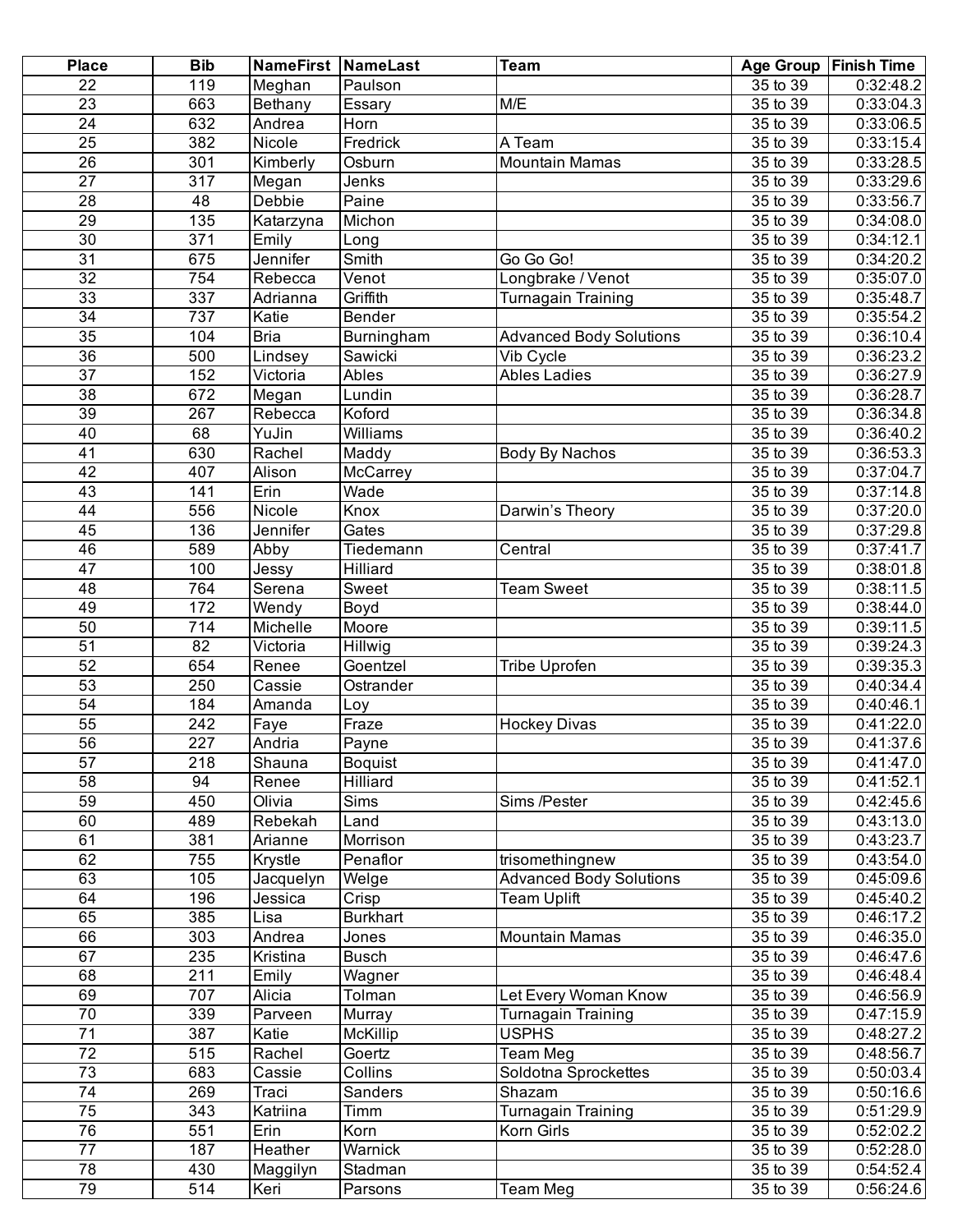| Place | Bib | NameFirst | NameLast | Team | Age Group | Finish Time |
|---|---|---|---|---|---|---|
| 22 | 119 | Meghan | Paulson | | 35 to 39 | 0:32:48.2 |
| 23 | 663 | Bethany | Essary | M/E | 35 to 39 | 0:33:04.3 |
| 24 | 632 | Andrea | Horn | | 35 to 39 | 0:33:06.5 |
| 25 | 382 | Nicole | Fredrick | A Team | 35 to 39 | 0:33:15.4 |
| 26 | 301 | Kimberly | Osburn | Mountain Mamas | 35 to 39 | 0:33:28.5 |
| 27 | 317 | Megan | Jenks | | 35 to 39 | 0:33:29.6 |
| 28 | 48 | Debbie | Paine | | 35 to 39 | 0:33:56.7 |
| 29 | 135 | Katarzyna | Michon | | 35 to 39 | 0:34:08.0 |
| 30 | 371 | Emily | Long | | 35 to 39 | 0:34:12.1 |
| 31 | 675 | Jennifer | Smith | Go Go Go! | 35 to 39 | 0:34:20.2 |
| 32 | 754 | Rebecca | Venot | Longbrake / Venot | 35 to 39 | 0:35:07.0 |
| 33 | 337 | Adrianna | Griffith | Turnagain Training | 35 to 39 | 0:35:48.7 |
| 34 | 737 | Katie | Bender | | 35 to 39 | 0:35:54.2 |
| 35 | 104 | Bria | Burningham | Advanced Body Solutions | 35 to 39 | 0:36:10.4 |
| 36 | 500 | Lindsey | Sawicki | Vib Cycle | 35 to 39 | 0:36:23.2 |
| 37 | 152 | Victoria | Ables | Ables Ladies | 35 to 39 | 0:36:27.9 |
| 38 | 672 | Megan | Lundin | | 35 to 39 | 0:36:28.7 |
| 39 | 267 | Rebecca | Koford | | 35 to 39 | 0:36:34.8 |
| 40 | 68 | YuJin | Williams | | 35 to 39 | 0:36:40.2 |
| 41 | 630 | Rachel | Maddy | Body By Nachos | 35 to 39 | 0:36:53.3 |
| 42 | 407 | Alison | McCarrey | | 35 to 39 | 0:37:04.7 |
| 43 | 141 | Erin | Wade | | 35 to 39 | 0:37:14.8 |
| 44 | 556 | Nicole | Knox | Darwin's Theory | 35 to 39 | 0:37:20.0 |
| 45 | 136 | Jennifer | Gates | | 35 to 39 | 0:37:29.8 |
| 46 | 589 | Abby | Tiedemann | Central | 35 to 39 | 0:37:41.7 |
| 47 | 100 | Jessy | Hilliard | | 35 to 39 | 0:38:01.8 |
| 48 | 764 | Serena | Sweet | Team Sweet | 35 to 39 | 0:38:11.5 |
| 49 | 172 | Wendy | Boyd | | 35 to 39 | 0:38:44.0 |
| 50 | 714 | Michelle | Moore | | 35 to 39 | 0:39:11.5 |
| 51 | 82 | Victoria | Hillwig | | 35 to 39 | 0:39:24.3 |
| 52 | 654 | Renee | Goentzel | Tribe Uprofen | 35 to 39 | 0:39:35.3 |
| 53 | 250 | Cassie | Ostrander | | 35 to 39 | 0:40:34.4 |
| 54 | 184 | Amanda | Loy | | 35 to 39 | 0:40:46.1 |
| 55 | 242 | Faye | Fraze | Hockey Divas | 35 to 39 | 0:41:22.0 |
| 56 | 227 | Andria | Payne | | 35 to 39 | 0:41:37.6 |
| 57 | 218 | Shauna | Boquist | | 35 to 39 | 0:41:47.0 |
| 58 | 94 | Renee | Hilliard | | 35 to 39 | 0:41:52.1 |
| 59 | 450 | Olivia | Sims | Sims /Pester | 35 to 39 | 0:42:45.6 |
| 60 | 489 | Rebekah | Land | | 35 to 39 | 0:43:13.0 |
| 61 | 381 | Arianne | Morrison | | 35 to 39 | 0:43:23.7 |
| 62 | 755 | Krystle | Penaflor | trisomethingnew | 35 to 39 | 0:43:54.0 |
| 63 | 105 | Jacquelyn | Welge | Advanced Body Solutions | 35 to 39 | 0:45:09.6 |
| 64 | 196 | Jessica | Crisp | Team Uplift | 35 to 39 | 0:45:40.2 |
| 65 | 385 | Lisa | Burkhart | | 35 to 39 | 0:46:17.2 |
| 66 | 303 | Andrea | Jones | Mountain Mamas | 35 to 39 | 0:46:35.0 |
| 67 | 235 | Kristina | Busch | | 35 to 39 | 0:46:47.6 |
| 68 | 211 | Emily | Wagner | | 35 to 39 | 0:46:48.4 |
| 69 | 707 | Alicia | Tolman | Let Every Woman Know | 35 to 39 | 0:46:56.9 |
| 70 | 339 | Parveen | Murray | Turnagain Training | 35 to 39 | 0:47:15.9 |
| 71 | 387 | Katie | McKillip | USPHS | 35 to 39 | 0:48:27.2 |
| 72 | 515 | Rachel | Goertz | Team Meg | 35 to 39 | 0:48:56.7 |
| 73 | 683 | Cassie | Collins | Soldotna Sprockettes | 35 to 39 | 0:50:03.4 |
| 74 | 269 | Traci | Sanders | Shazam | 35 to 39 | 0:50:16.6 |
| 75 | 343 | Katriina | Timm | Turnagain Training | 35 to 39 | 0:51:29.9 |
| 76 | 551 | Erin | Korn | Korn Girls | 35 to 39 | 0:52:02.2 |
| 77 | 187 | Heather | Warnick | | 35 to 39 | 0:52:28.0 |
| 78 | 430 | Maggilyn | Stadman | | 35 to 39 | 0:54:52.4 |
| 79 | 514 | Keri | Parsons | Team Meg | 35 to 39 | 0:56:24.6 |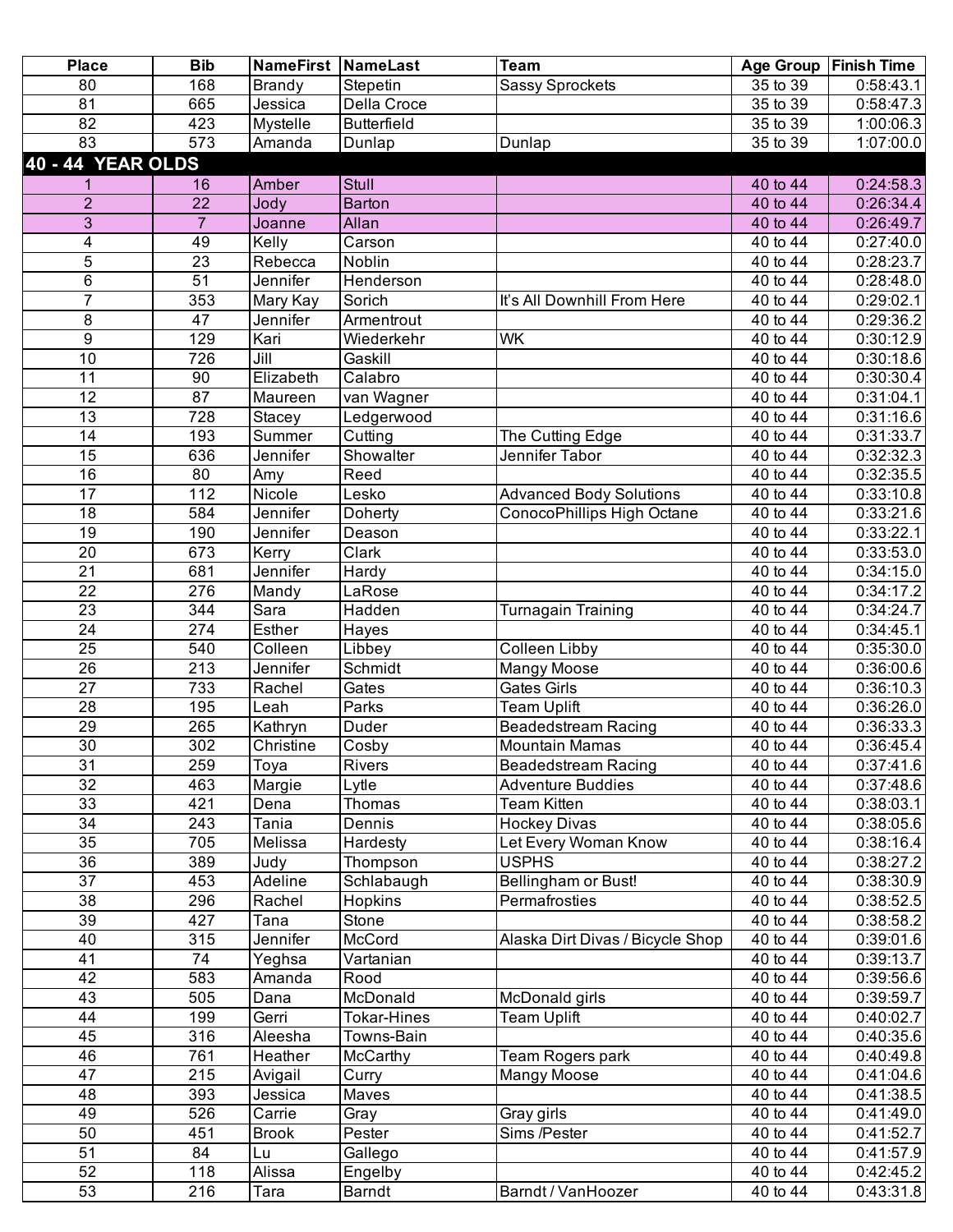| Place | Bib | NameFirst | NameLast | Team | Age Group | Finish Time |
|---|---|---|---|---|---|---|
| 80 | 168 | Brandy | Stepetin | Sassy Sprockets | 35 to 39 | 0:58:43.1 |
| 81 | 665 | Jessica | Della Croce | | 35 to 39 | 0:58:47.3 |
| 82 | 423 | Mystelle | Butterfield | | 35 to 39 | 1:00:06.3 |
| 83 | 573 | Amanda | Dunlap | Dunlap | 35 to 39 | 1:07:00.0 |
| **40 - 44 YEAR OLDS** | | | | | | |
| 1 | 16 | Amber | Stull | | 40 to 44 | 0:24:58.3 |
| 2 | 22 | Jody | Barton | | 40 to 44 | 0:26:34.4 |
| 3 | 7 | Joanne | Allan | | 40 to 44 | 0:26:49.7 |
| 4 | 49 | Kelly | Carson | | 40 to 44 | 0:27:40.0 |
| 5 | 23 | Rebecca | Noblin | | 40 to 44 | 0:28:23.7 |
| 6 | 51 | Jennifer | Henderson | | 40 to 44 | 0:28:48.0 |
| 7 | 353 | Mary Kay | Sorich | It's All Downhill From Here | 40 to 44 | 0:29:02.1 |
| 8 | 47 | Jennifer | Armentrout | | 40 to 44 | 0:29:36.2 |
| 9 | 129 | Kari | Wiederkehr | WK | 40 to 44 | 0:30:12.9 |
| 10 | 726 | Jill | Gaskill | | 40 to 44 | 0:30:18.6 |
| 11 | 90 | Elizabeth | Calabro | | 40 to 44 | 0:30:30.4 |
| 12 | 87 | Maureen | van Wagner | | 40 to 44 | 0:31:04.1 |
| 13 | 728 | Stacey | Ledgerwood | | 40 to 44 | 0:31:16.6 |
| 14 | 193 | Summer | Cutting | The Cutting Edge | 40 to 44 | 0:31:33.7 |
| 15 | 636 | Jennifer | Showalter | Jennifer Tabor | 40 to 44 | 0:32:32.3 |
| 16 | 80 | Amy | Reed | | 40 to 44 | 0:32:35.5 |
| 17 | 112 | Nicole | Lesko | Advanced Body Solutions | 40 to 44 | 0:33:10.8 |
| 18 | 584 | Jennifer | Doherty | ConocoPhillips High Octane | 40 to 44 | 0:33:21.6 |
| 19 | 190 | Jennifer | Deason | | 40 to 44 | 0:33:22.1 |
| 20 | 673 | Kerry | Clark | | 40 to 44 | 0:33:53.0 |
| 21 | 681 | Jennifer | Hardy | | 40 to 44 | 0:34:15.0 |
| 22 | 276 | Mandy | LaRose | | 40 to 44 | 0:34:17.2 |
| 23 | 344 | Sara | Hadden | Turnagain Training | 40 to 44 | 0:34:24.7 |
| 24 | 274 | Esther | Hayes | | 40 to 44 | 0:34:45.1 |
| 25 | 540 | Colleen | Libbey | Colleen Libby | 40 to 44 | 0:35:30.0 |
| 26 | 213 | Jennifer | Schmidt | Mangy Moose | 40 to 44 | 0:36:00.6 |
| 27 | 733 | Rachel | Gates | Gates Girls | 40 to 44 | 0:36:10.3 |
| 28 | 195 | Leah | Parks | Team Uplift | 40 to 44 | 0:36:26.0 |
| 29 | 265 | Kathryn | Duder | Beadedstream Racing | 40 to 44 | 0:36:33.3 |
| 30 | 302 | Christine | Cosby | Mountain Mamas | 40 to 44 | 0:36:45.4 |
| 31 | 259 | Toya | Rivers | Beadedstream Racing | 40 to 44 | 0:37:41.6 |
| 32 | 463 | Margie | Lytle | Adventure Buddies | 40 to 44 | 0:37:48.6 |
| 33 | 421 | Dena | Thomas | Team Kitten | 40 to 44 | 0:38:03.1 |
| 34 | 243 | Tania | Dennis | Hockey Divas | 40 to 44 | 0:38:05.6 |
| 35 | 705 | Melissa | Hardesty | Let Every Woman Know | 40 to 44 | 0:38:16.4 |
| 36 | 389 | Judy | Thompson | USPHS | 40 to 44 | 0:38:27.2 |
| 37 | 453 | Adeline | Schlabaugh | Bellingham or Bust! | 40 to 44 | 0:38:30.9 |
| 38 | 296 | Rachel | Hopkins | Permafrosties | 40 to 44 | 0:38:52.5 |
| 39 | 427 | Tana | Stone | | 40 to 44 | 0:38:58.2 |
| 40 | 315 | Jennifer | McCord | Alaska Dirt Divas / Bicycle Shop | 40 to 44 | 0:39:01.6 |
| 41 | 74 | Yeghsa | Vartanian | | 40 to 44 | 0:39:13.7 |
| 42 | 583 | Amanda | Rood | | 40 to 44 | 0:39:56.6 |
| 43 | 505 | Dana | McDonald | McDonald girls | 40 to 44 | 0:39:59.7 |
| 44 | 199 | Gerri | Tokar-Hines | Team Uplift | 40 to 44 | 0:40:02.7 |
| 45 | 316 | Aleesha | Towns-Bain | | 40 to 44 | 0:40:35.6 |
| 46 | 761 | Heather | McCarthy | Team Rogers park | 40 to 44 | 0:40:49.8 |
| 47 | 215 | Avigail | Curry | Mangy Moose | 40 to 44 | 0:41:04.6 |
| 48 | 393 | Jessica | Maves | | 40 to 44 | 0:41:38.5 |
| 49 | 526 | Carrie | Gray | Gray girls | 40 to 44 | 0:41:49.0 |
| 50 | 451 | Brook | Pester | Sims /Pester | 40 to 44 | 0:41:52.7 |
| 51 | 84 | Lu | Gallego | | 40 to 44 | 0:41:57.9 |
| 52 | 118 | Alissa | Engelby | | 40 to 44 | 0:42:45.2 |
| 53 | 216 | Tara | Barndt | Barndt / VanHoozer | 40 to 44 | 0:43:31.8 |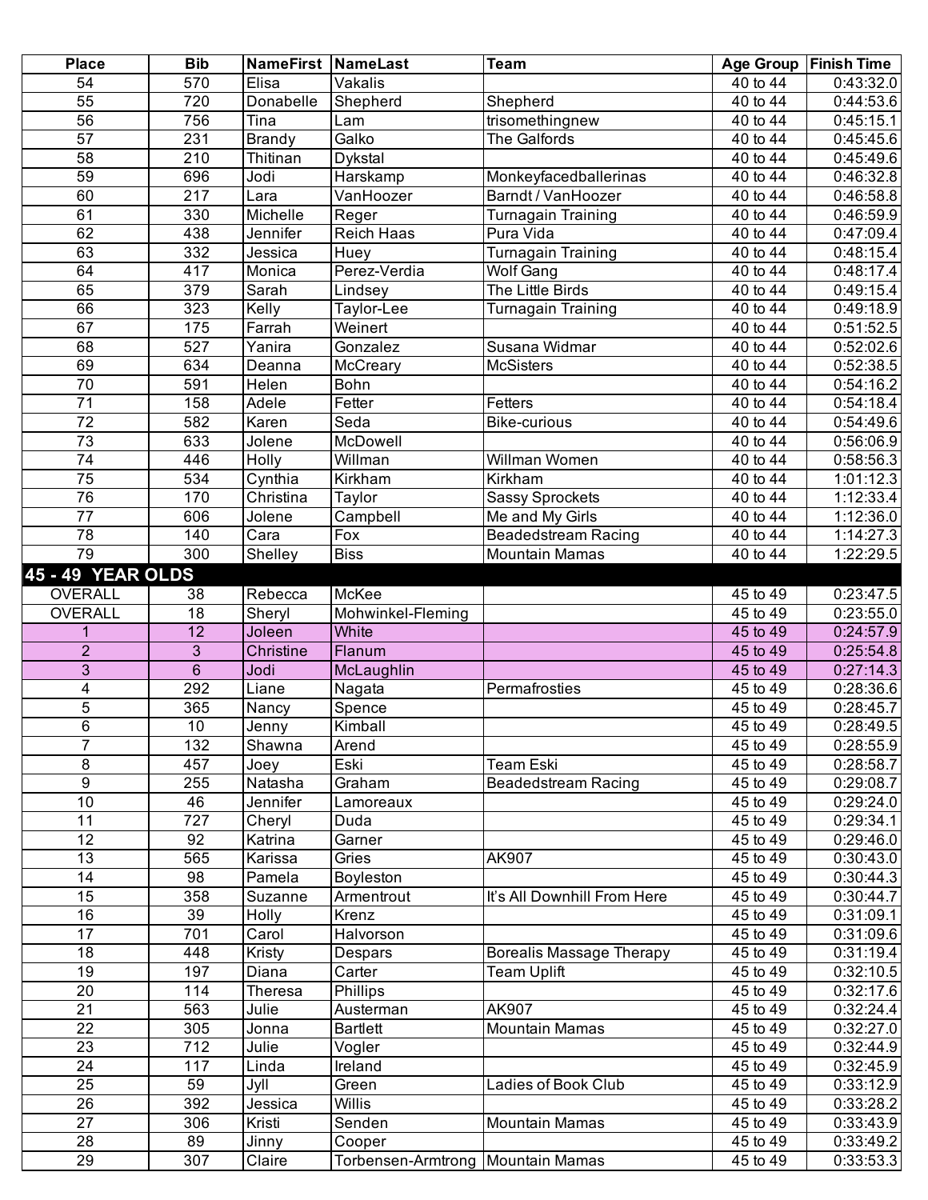| Place | Bib | NameFirst | NameLast | Team | Age Group | Finish Time |
|---|---|---|---|---|---|---|
| 54 | 570 | Elisa | Vakalis | | 40 to 44 | 0:43:32.0 |
| 55 | 720 | Donabelle | Shepherd | Shepherd | 40 to 44 | 0:44:53.6 |
| 56 | 756 | Tina | Lam | trisomethingnew | 40 to 44 | 0:45:15.1 |
| 57 | 231 | Brandy | Galko | The Galfords | 40 to 44 | 0:45:45.6 |
| 58 | 210 | Thitinan | Dykstal | | 40 to 44 | 0:45:49.6 |
| 59 | 696 | Jodi | Harskamp | Monkeyfacedballerinas | 40 to 44 | 0:46:32.8 |
| 60 | 217 | Lara | VanHoozer | Barndt / VanHoozer | 40 to 44 | 0:46:58.8 |
| 61 | 330 | Michelle | Reger | Turnagain Training | 40 to 44 | 0:46:59.9 |
| 62 | 438 | Jennifer | Reich Haas | Pura Vida | 40 to 44 | 0:47:09.4 |
| 63 | 332 | Jessica | Huey | Turnagain Training | 40 to 44 | 0:48:15.4 |
| 64 | 417 | Monica | Perez-Verdia | Wolf Gang | 40 to 44 | 0:48:17.4 |
| 65 | 379 | Sarah | Lindsey | The Little Birds | 40 to 44 | 0:49:15.4 |
| 66 | 323 | Kelly | Taylor-Lee | Turnagain Training | 40 to 44 | 0:49:18.9 |
| 67 | 175 | Farrah | Weinert | | 40 to 44 | 0:51:52.5 |
| 68 | 527 | Yanira | Gonzalez | Susana Widmar | 40 to 44 | 0:52:02.6 |
| 69 | 634 | Deanna | McCreary | McSisters | 40 to 44 | 0:52:38.5 |
| 70 | 591 | Helen | Bohn | | 40 to 44 | 0:54:16.2 |
| 71 | 158 | Adele | Fetter | Fetters | 40 to 44 | 0:54:18.4 |
| 72 | 582 | Karen | Seda | Bike-curious | 40 to 44 | 0:54:49.6 |
| 73 | 633 | Jolene | McDowell | | 40 to 44 | 0:56:06.9 |
| 74 | 446 | Holly | Willman | Willman Women | 40 to 44 | 0:58:56.3 |
| 75 | 534 | Cynthia | Kirkham | Kirkham | 40 to 44 | 1:01:12.3 |
| 76 | 170 | Christina | Taylor | Sassy Sprockets | 40 to 44 | 1:12:33.4 |
| 77 | 606 | Jolene | Campbell | Me and My Girls | 40 to 44 | 1:12:36.0 |
| 78 | 140 | Cara | Fox | Beadedstream Racing | 40 to 44 | 1:14:27.3 |
| 79 | 300 | Shelley | Biss | Mountain Mamas | 40 to 44 | 1:22:29.5 |
| **45 - 49 YEAR OLDS** | | | | | | |
| OVERALL | 38 | Rebecca | McKee | | 45 to 49 | 0:23:47.5 |
| OVERALL | 18 | Sheryl | Mohwinkel-Fleming | | 45 to 49 | 0:23:55.0 |
| 1 | 12 | Joleen | White | | 45 to 49 | 0:24:57.9 |
| 2 | 3 | Christine | Flanum | | 45 to 49 | 0:25:54.8 |
| 3 | 6 | Jodi | McLaughlin | | 45 to 49 | 0:27:14.3 |
| 4 | 292 | Liane | Nagata | Permafrosties | 45 to 49 | 0:28:36.6 |
| 5 | 365 | Nancy | Spence | | 45 to 49 | 0:28:45.7 |
| 6 | 10 | Jenny | Kimball | | 45 to 49 | 0:28:49.5 |
| 7 | 132 | Shawna | Arend | | 45 to 49 | 0:28:55.9 |
| 8 | 457 | Joey | Eski | Team Eski | 45 to 49 | 0:28:58.7 |
| 9 | 255 | Natasha | Graham | Beadedstream Racing | 45 to 49 | 0:29:08.7 |
| 10 | 46 | Jennifer | Lamoreaux | | 45 to 49 | 0:29:24.0 |
| 11 | 727 | Cheryl | Duda | | 45 to 49 | 0:29:34.1 |
| 12 | 92 | Katrina | Garner | | 45 to 49 | 0:29:46.0 |
| 13 | 565 | Karissa | Gries | AK907 | 45 to 49 | 0:30:43.0 |
| 14 | 98 | Pamela | Boyleston | | 45 to 49 | 0:30:44.3 |
| 15 | 358 | Suzanne | Armentrout | It's All Downhill From Here | 45 to 49 | 0:30:44.7 |
| 16 | 39 | Holly | Krenz | | 45 to 49 | 0:31:09.1 |
| 17 | 701 | Carol | Halvorson | | 45 to 49 | 0:31:09.6 |
| 18 | 448 | Kristy | Despars | Borealis Massage Therapy | 45 to 49 | 0:31:19.4 |
| 19 | 197 | Diana | Carter | Team Uplift | 45 to 49 | 0:32:10.5 |
| 20 | 114 | Theresa | Phillips | | 45 to 49 | 0:32:17.6 |
| 21 | 563 | Julie | Austerman | AK907 | 45 to 49 | 0:32:24.4 |
| 22 | 305 | Jonna | Bartlett | Mountain Mamas | 45 to 49 | 0:32:27.0 |
| 23 | 712 | Julie | Vogler | | 45 to 49 | 0:32:44.9 |
| 24 | 117 | Linda | Ireland | | 45 to 49 | 0:32:45.9 |
| 25 | 59 | Jyll | Green | Ladies of Book Club | 45 to 49 | 0:33:12.9 |
| 26 | 392 | Jessica | Willis | | 45 to 49 | 0:33:28.2 |
| 27 | 306 | Kristi | Senden | Mountain Mamas | 45 to 49 | 0:33:43.9 |
| 28 | 89 | Jinny | Cooper | | 45 to 49 | 0:33:49.2 |
| 29 | 307 | Claire | Torbensen-Armtrong | Mountain Mamas | 45 to 49 | 0:33:53.3 |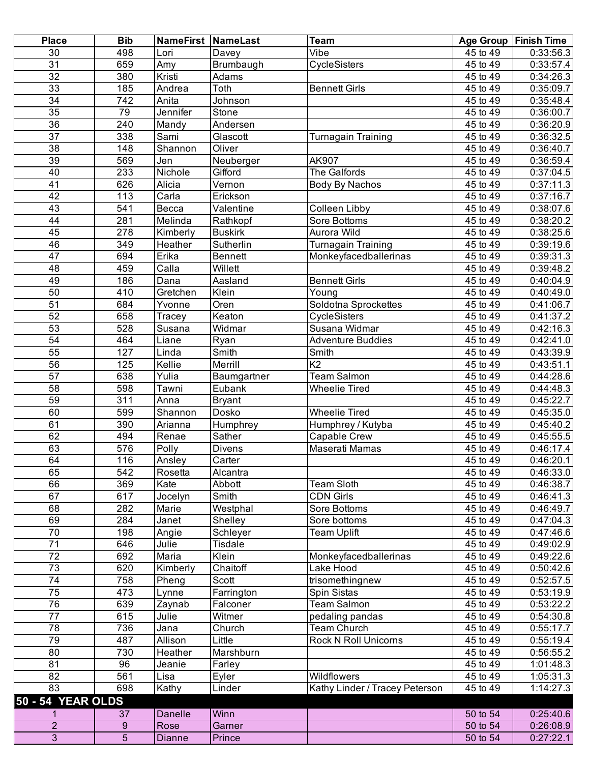| Place | Bib | NameFirst | NameLast | Team | Age Group | Finish Time |
|---|---|---|---|---|---|---|
| 30 | 498 | Lori | Davey | Vibe | 45 to 49 | 0:33:56.3 |
| 31 | 659 | Amy | Brumbaugh | CycleSisters | 45 to 49 | 0:33:57.4 |
| 32 | 380 | Kristi | Adams | | 45 to 49 | 0:34:26.3 |
| 33 | 185 | Andrea | Toth | Bennett Girls | 45 to 49 | 0:35:09.7 |
| 34 | 742 | Anita | Johnson | | 45 to 49 | 0:35:48.4 |
| 35 | 79 | Jennifer | Stone | | 45 to 49 | 0:36:00.7 |
| 36 | 240 | Mandy | Andersen | | 45 to 49 | 0:36:20.9 |
| 37 | 338 | Sami | Glascott | Turnagain Training | 45 to 49 | 0:36:32.5 |
| 38 | 148 | Shannon | Oliver | | 45 to 49 | 0:36:40.7 |
| 39 | 569 | Jen | Neuberger | AK907 | 45 to 49 | 0:36:59.4 |
| 40 | 233 | Nichole | Gifford | The Galfords | 45 to 49 | 0:37:04.5 |
| 41 | 626 | Alicia | Vernon | Body By Nachos | 45 to 49 | 0:37:11.3 |
| 42 | 113 | Carla | Erickson | | 45 to 49 | 0:37:16.7 |
| 43 | 541 | Becca | Valentine | Colleen Libby | 45 to 49 | 0:38:07.6 |
| 44 | 281 | Melinda | Rathkopf | Sore Bottoms | 45 to 49 | 0:38:20.2 |
| 45 | 278 | Kimberly | Buskirk | Aurora Wild | 45 to 49 | 0:38:25.6 |
| 46 | 349 | Heather | Sutherlin | Turnagain Training | 45 to 49 | 0:39:19.6 |
| 47 | 694 | Erika | Bennett | Monkeyfacedballerinas | 45 to 49 | 0:39:31.3 |
| 48 | 459 | Calla | Willett | | 45 to 49 | 0:39:48.2 |
| 49 | 186 | Dana | Aasland | Bennett Girls | 45 to 49 | 0:40:04.9 |
| 50 | 410 | Gretchen | Klein | Young | 45 to 49 | 0:40:49.0 |
| 51 | 684 | Yvonne | Oren | Soldotna Sprockettes | 45 to 49 | 0:41:06.7 |
| 52 | 658 | Tracey | Keaton | CycleSisters | 45 to 49 | 0:41:37.2 |
| 53 | 528 | Susana | Widmar | Susana Widmar | 45 to 49 | 0:42:16.3 |
| 54 | 464 | Liane | Ryan | Adventure Buddies | 45 to 49 | 0:42:41.0 |
| 55 | 127 | Linda | Smith | Smith | 45 to 49 | 0:43:39.9 |
| 56 | 125 | Kellie | Merrill | K2 | 45 to 49 | 0:43:51.1 |
| 57 | 638 | Yulia | Baumgartner | Team Salmon | 45 to 49 | 0:44:28.6 |
| 58 | 598 | Tawni | Eubank | Wheelie Tired | 45 to 49 | 0:44:48.3 |
| 59 | 311 | Anna | Bryant | | 45 to 49 | 0:45:22.7 |
| 60 | 599 | Shannon | Dosko | Wheelie Tired | 45 to 49 | 0:45:35.0 |
| 61 | 390 | Arianna | Humphrey | Humphrey / Kutyba | 45 to 49 | 0:45:40.2 |
| 62 | 494 | Renae | Sather | Capable Crew | 45 to 49 | 0:45:55.5 |
| 63 | 576 | Polly | Divens | Maserati Mamas | 45 to 49 | 0:46:17.4 |
| 64 | 116 | Ansley | Carter | | 45 to 49 | 0:46:20.1 |
| 65 | 542 | Rosetta | Alcantra | | 45 to 49 | 0:46:33.0 |
| 66 | 369 | Kate | Abbott | Team Sloth | 45 to 49 | 0:46:38.7 |
| 67 | 617 | Jocelyn | Smith | CDN Girls | 45 to 49 | 0:46:41.3 |
| 68 | 282 | Marie | Westphal | Sore Bottoms | 45 to 49 | 0:46:49.7 |
| 69 | 284 | Janet | Shelley | Sore bottoms | 45 to 49 | 0:47:04.3 |
| 70 | 198 | Angie | Schleyer | Team Uplift | 45 to 49 | 0:47:46.6 |
| 71 | 646 | Julie | Tisdale | | 45 to 49 | 0:49:02.9 |
| 72 | 692 | Maria | Klein | Monkeyfacedballerinas | 45 to 49 | 0:49:22.6 |
| 73 | 620 | Kimberly | Chaitoff | Lake Hood | 45 to 49 | 0:50:42.6 |
| 74 | 758 | Pheng | Scott | trisomethingnew | 45 to 49 | 0:52:57.5 |
| 75 | 473 | Lynne | Farrington | Spin Sistas | 45 to 49 | 0:53:19.9 |
| 76 | 639 | Zaynab | Falconer | Team Salmon | 45 to 49 | 0:53:22.2 |
| 77 | 615 | Julie | Witmer | pedaling pandas | 45 to 49 | 0:54:30.8 |
| 78 | 736 | Jana | Church | Team Church | 45 to 49 | 0:55:17.7 |
| 79 | 487 | Allison | Little | Rock N Roll Unicorns | 45 to 49 | 0:55:19.4 |
| 80 | 730 | Heather | Marshburn | | 45 to 49 | 0:56:55.2 |
| 81 | 96 | Jeanie | Farley | | 45 to 49 | 1:01:48.3 |
| 82 | 561 | Lisa | Eyler | Wildflowers | 45 to 49 | 1:05:31.3 |
| 83 | 698 | Kathy | Linder | Kathy Linder / Tracey Peterson | 45 to 49 | 1:14:27.3 |
| **50 - 54 YEAR OLDS** | | | | | | |
| 1 | 37 | Danelle | Winn | | 50 to 54 | 0:25:40.6 |
| 2 | 9 | Rose | Garner | | 50 to 54 | 0:26:08.9 |
| 3 | 5 | Dianne | Prince | | 50 to 54 | 0:27:22.1 |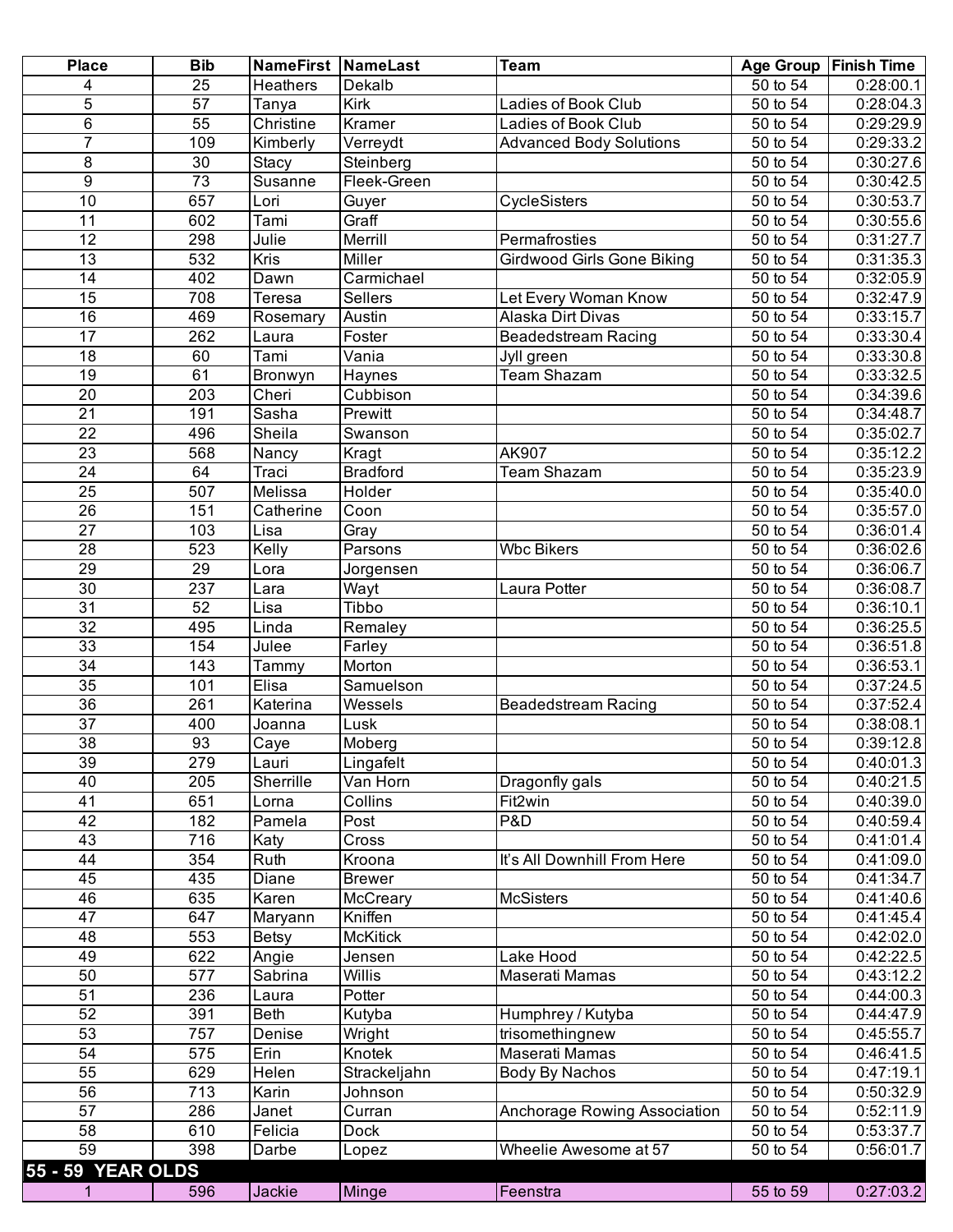| Place | Bib | NameFirst | NameLast | Team | Age Group | Finish Time |
|---|---|---|---|---|---|---|
| 4 | 25 | Heathers | Dekalb | | 50 to 54 | 0:28:00.1 |
| 5 | 57 | Tanya | Kirk | Ladies of Book Club | 50 to 54 | 0:28:04.3 |
| 6 | 55 | Christine | Kramer | Ladies of Book Club | 50 to 54 | 0:29:29.9 |
| 7 | 109 | Kimberly | Verreydt | Advanced Body Solutions | 50 to 54 | 0:29:33.2 |
| 8 | 30 | Stacy | Steinberg | | 50 to 54 | 0:30:27.6 |
| 9 | 73 | Susanne | Fleek-Green | | 50 to 54 | 0:30:42.5 |
| 10 | 657 | Lori | Guyer | CycleSisters | 50 to 54 | 0:30:53.7 |
| 11 | 602 | Tami | Graff | | 50 to 54 | 0:30:55.6 |
| 12 | 298 | Julie | Merrill | Permafrosties | 50 to 54 | 0:31:27.7 |
| 13 | 532 | Kris | Miller | Girdwood Girls Gone Biking | 50 to 54 | 0:31:35.3 |
| 14 | 402 | Dawn | Carmichael | | 50 to 54 | 0:32:05.9 |
| 15 | 708 | Teresa | Sellers | Let Every Woman Know | 50 to 54 | 0:32:47.9 |
| 16 | 469 | Rosemary | Austin | Alaska Dirt Divas | 50 to 54 | 0:33:15.7 |
| 17 | 262 | Laura | Foster | Beadedstream Racing | 50 to 54 | 0:33:30.4 |
| 18 | 60 | Tami | Vania | Jyll green | 50 to 54 | 0:33:30.8 |
| 19 | 61 | Bronwyn | Haynes | Team Shazam | 50 to 54 | 0:33:32.5 |
| 20 | 203 | Cheri | Cubbison | | 50 to 54 | 0:34:39.6 |
| 21 | 191 | Sasha | Prewitt | | 50 to 54 | 0:34:48.7 |
| 22 | 496 | Sheila | Swanson | | 50 to 54 | 0:35:02.7 |
| 23 | 568 | Nancy | Kragt | AK907 | 50 to 54 | 0:35:12.2 |
| 24 | 64 | Traci | Bradford | Team Shazam | 50 to 54 | 0:35:23.9 |
| 25 | 507 | Melissa | Holder | | 50 to 54 | 0:35:40.0 |
| 26 | 151 | Catherine | Coon | | 50 to 54 | 0:35:57.0 |
| 27 | 103 | Lisa | Gray | | 50 to 54 | 0:36:01.4 |
| 28 | 523 | Kelly | Parsons | Wbc Bikers | 50 to 54 | 0:36:02.6 |
| 29 | 29 | Lora | Jorgensen | | 50 to 54 | 0:36:06.7 |
| 30 | 237 | Lara | Wayt | Laura Potter | 50 to 54 | 0:36:08.7 |
| 31 | 52 | Lisa | Tibbo | | 50 to 54 | 0:36:10.1 |
| 32 | 495 | Linda | Remaley | | 50 to 54 | 0:36:25.5 |
| 33 | 154 | Julee | Farley | | 50 to 54 | 0:36:51.8 |
| 34 | 143 | Tammy | Morton | | 50 to 54 | 0:36:53.1 |
| 35 | 101 | Elisa | Samuelson | | 50 to 54 | 0:37:24.5 |
| 36 | 261 | Katerina | Wessels | Beadedstream Racing | 50 to 54 | 0:37:52.4 |
| 37 | 400 | Joanna | Lusk | | 50 to 54 | 0:38:08.1 |
| 38 | 93 | Caye | Moberg | | 50 to 54 | 0:39:12.8 |
| 39 | 279 | Lauri | Lingafelt | | 50 to 54 | 0:40:01.3 |
| 40 | 205 | Sherrille | Van Horn | Dragonfly gals | 50 to 54 | 0:40:21.5 |
| 41 | 651 | Lorna | Collins | Fit2win | 50 to 54 | 0:40:39.0 |
| 42 | 182 | Pamela | Post | P&D | 50 to 54 | 0:40:59.4 |
| 43 | 716 | Katy | Cross | | 50 to 54 | 0:41:01.4 |
| 44 | 354 | Ruth | Kroona | It's All Downhill From Here | 50 to 54 | 0:41:09.0 |
| 45 | 435 | Diane | Brewer | | 50 to 54 | 0:41:34.7 |
| 46 | 635 | Karen | McCreary | McSisters | 50 to 54 | 0:41:40.6 |
| 47 | 647 | Maryann | Kniffen | | 50 to 54 | 0:41:45.4 |
| 48 | 553 | Betsy | McKitick | | 50 to 54 | 0:42:02.0 |
| 49 | 622 | Angie | Jensen | Lake Hood | 50 to 54 | 0:42:22.5 |
| 50 | 577 | Sabrina | Willis | Maserati Mamas | 50 to 54 | 0:43:12.2 |
| 51 | 236 | Laura | Potter | | 50 to 54 | 0:44:00.3 |
| 52 | 391 | Beth | Kutyba | Humphrey / Kutyba | 50 to 54 | 0:44:47.9 |
| 53 | 757 | Denise | Wright | trisomethingnew | 50 to 54 | 0:45:55.7 |
| 54 | 575 | Erin | Knotek | Maserati Mamas | 50 to 54 | 0:46:41.5 |
| 55 | 629 | Helen | Strackeljahn | Body By Nachos | 50 to 54 | 0:47:19.1 |
| 56 | 713 | Karin | Johnson | | 50 to 54 | 0:50:32.9 |
| 57 | 286 | Janet | Curran | Anchorage Rowing Association | 50 to 54 | 0:52:11.9 |
| 58 | 610 | Felicia | Dock | | 50 to 54 | 0:53:37.7 |
| 59 | 398 | Darbe | Lopez | Wheelie Awesome at 57 | 50 to 54 | 0:56:01.7 |
| **55 - 59 YEAR OLDS** | | | | | | |
| 1 | 596 | Jackie | Minge | Feenstra | 55 to 59 | 0:27:03.2 |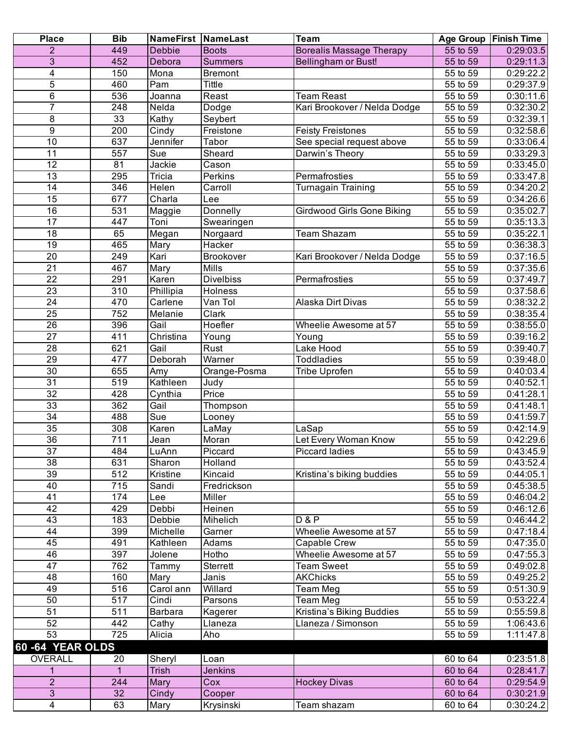| Place | Bib | NameFirst | NameLast | Team | Age Group | Finish Time |
|---|---|---|---|---|---|---|
| 2 | 449 | Debbie | Boots | Borealis Massage Therapy | 55 to 59 | 0:29:03.5 |
| 3 | 452 | Debora | Summers | Bellingham or Bust! | 55 to 59 | 0:29:11.3 |
| 4 | 150 | Mona | Bremont | | 55 to 59 | 0:29:22.2 |
| 5 | 460 | Pam | Tittle | | 55 to 59 | 0:29:37.9 |
| 6 | 536 | Joanna | Reast | Team Reast | 55 to 59 | 0:30:11.6 |
| 7 | 248 | Nelda | Dodge | Kari Brookover / Nelda Dodge | 55 to 59 | 0:32:30.2 |
| 8 | 33 | Kathy | Seybert | | 55 to 59 | 0:32:39.1 |
| 9 | 200 | Cindy | Freistone | Feisty Freistones | 55 to 59 | 0:32:58.6 |
| 10 | 637 | Jennifer | Tabor | See special request above | 55 to 59 | 0:33:06.4 |
| 11 | 557 | Sue | Sheard | Darwin's Theory | 55 to 59 | 0:33:29.3 |
| 12 | 81 | Jackie | Cason | | 55 to 59 | 0:33:45.0 |
| 13 | 295 | Tricia | Perkins | Permafrosties | 55 to 59 | 0:33:47.8 |
| 14 | 346 | Helen | Carroll | Turnagain Training | 55 to 59 | 0:34:20.2 |
| 15 | 677 | Charla | Lee | | 55 to 59 | 0:34:26.6 |
| 16 | 531 | Maggie | Donnelly | Girdwood Girls Gone Biking | 55 to 59 | 0:35:02.7 |
| 17 | 447 | Toni | Swearingen | | 55 to 59 | 0:35:13.3 |
| 18 | 65 | Megan | Norgaard | Team Shazam | 55 to 59 | 0:35:22.1 |
| 19 | 465 | Mary | Hacker | | 55 to 59 | 0:36:38.3 |
| 20 | 249 | Kari | Brookover | Kari Brookover / Nelda Dodge | 55 to 59 | 0:37:16.5 |
| 21 | 467 | Mary | Mills | | 55 to 59 | 0:37:35.6 |
| 22 | 291 | Karen | Divelbiss | Permafrosties | 55 to 59 | 0:37:49.7 |
| 23 | 310 | Phillipia | Holness | | 55 to 59 | 0:37:58.6 |
| 24 | 470 | Carlene | Van Tol | Alaska Dirt Divas | 55 to 59 | 0:38:32.2 |
| 25 | 752 | Melanie | Clark | | 55 to 59 | 0:38:35.4 |
| 26 | 396 | Gail | Hoefler | Wheelie Awesome at 57 | 55 to 59 | 0:38:55.0 |
| 27 | 411 | Christina | Young | Young | 55 to 59 | 0:39:16.2 |
| 28 | 621 | Gail | Rust | Lake Hood | 55 to 59 | 0:39:40.7 |
| 29 | 477 | Deborah | Warner | Toddladies | 55 to 59 | 0:39:48.0 |
| 30 | 655 | Amy | Orange-Posma | Tribe Uprofen | 55 to 59 | 0:40:03.4 |
| 31 | 519 | Kathleen | Judy | | 55 to 59 | 0:40:52.1 |
| 32 | 428 | Cynthia | Price | | 55 to 59 | 0:41:28.1 |
| 33 | 362 | Gail | Thompson | | 55 to 59 | 0:41:48.1 |
| 34 | 488 | Sue | Looney | | 55 to 59 | 0:41:59.7 |
| 35 | 308 | Karen | LaMay | LaSap | 55 to 59 | 0:42:14.9 |
| 36 | 711 | Jean | Moran | Let Every Woman Know | 55 to 59 | 0:42:29.6 |
| 37 | 484 | LuAnn | Piccard | Piccard ladies | 55 to 59 | 0:43:45.9 |
| 38 | 631 | Sharon | Holland | | 55 to 59 | 0:43:52.4 |
| 39 | 512 | Kristine | Kincaid | Kristina's biking buddies | 55 to 59 | 0:44:05.1 |
| 40 | 715 | Sandi | Fredrickson | | 55 to 59 | 0:45:38.5 |
| 41 | 174 | Lee | Miller | | 55 to 59 | 0:46:04.2 |
| 42 | 429 | Debbi | Heinen | | 55 to 59 | 0:46:12.6 |
| 43 | 183 | Debbie | Mihelich | D & P | 55 to 59 | 0:46:44.2 |
| 44 | 399 | Michelle | Garner | Wheelie Awesome at 57 | 55 to 59 | 0:47:18.4 |
| 45 | 491 | Kathleen | Adams | Capable Crew | 55 to 59 | 0:47:35.0 |
| 46 | 397 | Jolene | Hotho | Wheelie Awesome at 57 | 55 to 59 | 0:47:55.3 |
| 47 | 762 | Tammy | Sterrett | Team Sweet | 55 to 59 | 0:49:02.8 |
| 48 | 160 | Mary | Janis | AKChicks | 55 to 59 | 0:49:25.2 |
| 49 | 516 | Carol ann | Willard | Team Meg | 55 to 59 | 0:51:30.9 |
| 50 | 517 | Cindi | Parsons | Team Meg | 55 to 59 | 0:53:22.4 |
| 51 | 511 | Barbara | Kagerer | Kristina's Biking Buddies | 55 to 59 | 0:55:59.8 |
| 52 | 442 | Cathy | Llaneza | Llaneza / Simonson | 55 to 59 | 1:06:43.6 |
| 53 | 725 | Alicia | Aho | | 55 to 59 | 1:11:47.8 |
| **60 -64 YEAR OLDS** | | | | | | |
| OVERALL | 20 | Sheryl | Loan | | 60 to 64 | 0:23:51.8 |
| 1 | 1 | Trish | Jenkins | | 60 to 64 | 0:28:41.7 |
| 2 | 244 | Mary | Cox | Hockey Divas | 60 to 64 | 0:29:54.9 |
| 3 | 32 | Cindy | Cooper | | 60 to 64 | 0:30:21.9 |
| 4 | 63 | Mary | Krysinski | Team shazam | 60 to 64 | 0:30:24.2 |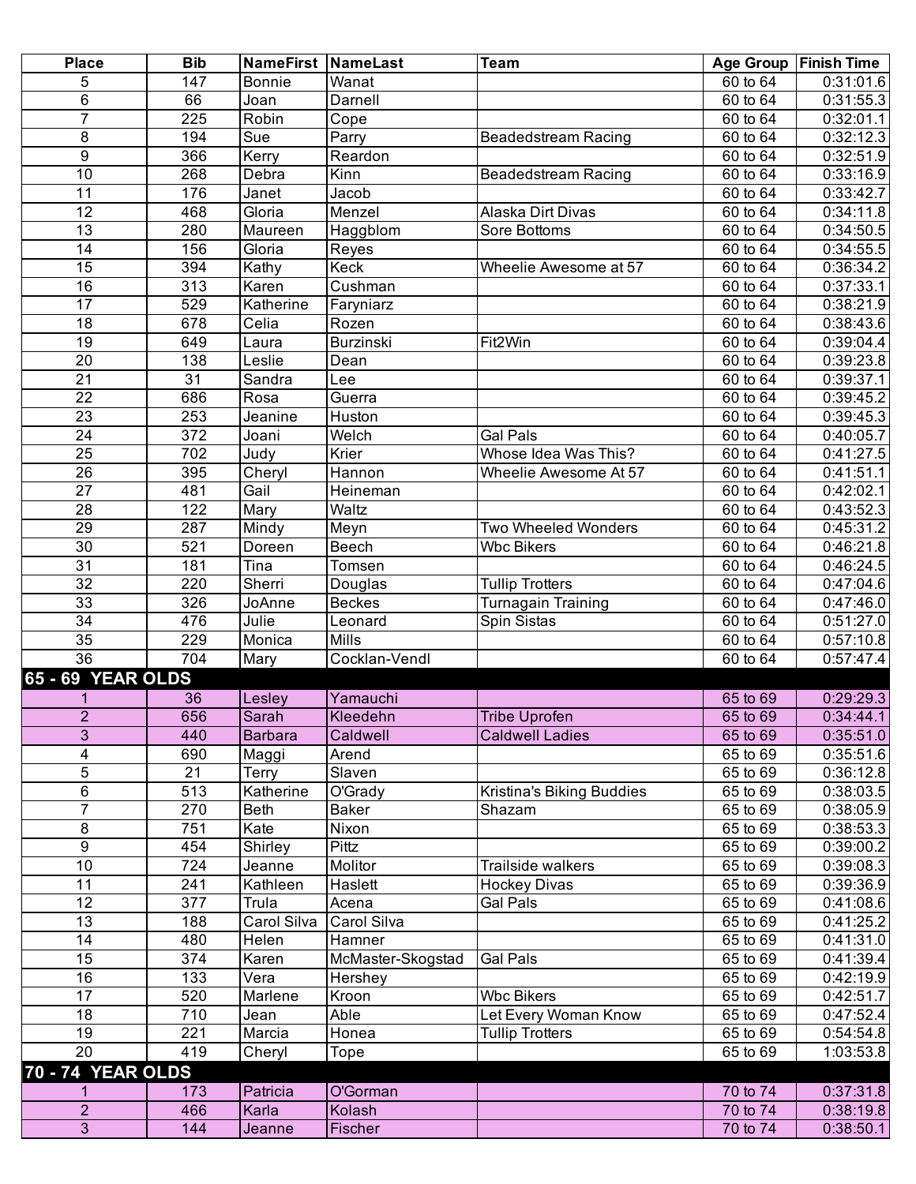| Place | Bib | NameFirst | NameLast | Team | Age Group | Finish Time |
|---|---|---|---|---|---|---|
| 5 | 147 | Bonnie | Wanat | | 60 to 64 | 0:31:01.6 |
| 6 | 66 | Joan | Darnell | | 60 to 64 | 0:31:55.3 |
| 7 | 225 | Robin | Cope | | 60 to 64 | 0:32:01.1 |
| 8 | 194 | Sue | Parry | Beadedstream Racing | 60 to 64 | 0:32:12.3 |
| 9 | 366 | Kerry | Reardon | | 60 to 64 | 0:32:51.9 |
| 10 | 268 | Debra | Kinn | Beadedstream Racing | 60 to 64 | 0:33:16.9 |
| 11 | 176 | Janet | Jacob | | 60 to 64 | 0:33:42.7 |
| 12 | 468 | Gloria | Menzel | Alaska Dirt Divas | 60 to 64 | 0:34:11.8 |
| 13 | 280 | Maureen | Haggblom | Sore Bottoms | 60 to 64 | 0:34:50.5 |
| 14 | 156 | Gloria | Reyes | | 60 to 64 | 0:34:55.5 |
| 15 | 394 | Kathy | Keck | Wheelie Awesome at 57 | 60 to 64 | 0:36:34.2 |
| 16 | 313 | Karen | Cushman | | 60 to 64 | 0:37:33.1 |
| 17 | 529 | Katherine | Faryniarz | | 60 to 64 | 0:38:21.9 |
| 18 | 678 | Celia | Rozen | | 60 to 64 | 0:38:43.6 |
| 19 | 649 | Laura | Burzinski | Fit2Win | 60 to 64 | 0:39:04.4 |
| 20 | 138 | Leslie | Dean | | 60 to 64 | 0:39:23.8 |
| 21 | 31 | Sandra | Lee | | 60 to 64 | 0:39:37.1 |
| 22 | 686 | Rosa | Guerra | | 60 to 64 | 0:39:45.2 |
| 23 | 253 | Jeanine | Huston | | 60 to 64 | 0:39:45.3 |
| 24 | 372 | Joani | Welch | Gal Pals | 60 to 64 | 0:40:05.7 |
| 25 | 702 | Judy | Krier | Whose Idea Was This? | 60 to 64 | 0:41:27.5 |
| 26 | 395 | Cheryl | Hannon | Wheelie Awesome At 57 | 60 to 64 | 0:41:51.1 |
| 27 | 481 | Gail | Heineman | | 60 to 64 | 0:42:02.1 |
| 28 | 122 | Mary | Waltz | | 60 to 64 | 0:43:52.3 |
| 29 | 287 | Mindy | Meyn | Two Wheeled Wonders | 60 to 64 | 0:45:31.2 |
| 30 | 521 | Doreen | Beech | Wbc Bikers | 60 to 64 | 0:46:21.8 |
| 31 | 181 | Tina | Tomsen | | 60 to 64 | 0:46:24.5 |
| 32 | 220 | Sherri | Douglas | Tullip Trotters | 60 to 64 | 0:47:04.6 |
| 33 | 326 | JoAnne | Beckes | Turnagain Training | 60 to 64 | 0:47:46.0 |
| 34 | 476 | Julie | Leonard | Spin Sistas | 60 to 64 | 0:51:27.0 |
| 35 | 229 | Monica | Mills | | 60 to 64 | 0:57:10.8 |
| 36 | 704 | Mary | Cocklan-Vendl | | 60 to 64 | 0:57:47.4 |
| **65 - 69 YEAR OLDS** | | | | | | |
| 1 | 36 | Lesley | Yamauchi | | 65 to 69 | 0:29:29.3 |
| 2 | 656 | Sarah | Kleedehn | Tribe Uprofen | 65 to 69 | 0:34:44.1 |
| 3 | 440 | Barbara | Caldwell | Caldwell Ladies | 65 to 69 | 0:35:51.0 |
| 4 | 690 | Maggi | Arend | | 65 to 69 | 0:35:51.6 |
| 5 | 21 | Terry | Slaven | | 65 to 69 | 0:36:12.8 |
| 6 | 513 | Katherine | O'Grady | Kristina's Biking Buddies | 65 to 69 | 0:38:03.5 |
| 7 | 270 | Beth | Baker | Shazam | 65 to 69 | 0:38:05.9 |
| 8 | 751 | Kate | Nixon | | 65 to 69 | 0:38:53.3 |
| 9 | 454 | Shirley | Pittz | | 65 to 69 | 0:39:00.2 |
| 10 | 724 | Jeanne | Molitor | Trailside walkers | 65 to 69 | 0:39:08.3 |
| 11 | 241 | Kathleen | Haslett | Hockey Divas | 65 to 69 | 0:39:36.9 |
| 12 | 377 | Trula | Acena | Gal Pals | 65 to 69 | 0:41:08.6 |
| 13 | 188 | Carol Silva | Carol Silva | | 65 to 69 | 0:41:25.2 |
| 14 | 480 | Helen | Hamner | | 65 to 69 | 0:41:31.0 |
| 15 | 374 | Karen | McMaster-Skogstad | Gal Pals | 65 to 69 | 0:41:39.4 |
| 16 | 133 | Vera | Hershey | | 65 to 69 | 0:42:19.9 |
| 17 | 520 | Marlene | Kroon | Wbc Bikers | 65 to 69 | 0:42:51.7 |
| 18 | 710 | Jean | Able | Let Every Woman Know | 65 to 69 | 0:47:52.4 |
| 19 | 221 | Marcia | Honea | Tullip Trotters | 65 to 69 | 0:54:54.8 |
| 20 | 419 | Cheryl | Tope | | 65 to 69 | 1:03:53.8 |
| **70 - 74 YEAR OLDS** | | | | | | |
| 1 | 173 | Patricia | O'Gorman | | 70 to 74 | 0:37:31.8 |
| 2 | 466 | Karla | Kolash | | 70 to 74 | 0:38:19.8 |
| 3 | 144 | Jeanne | Fischer | | 70 to 74 | 0:38:50.1 |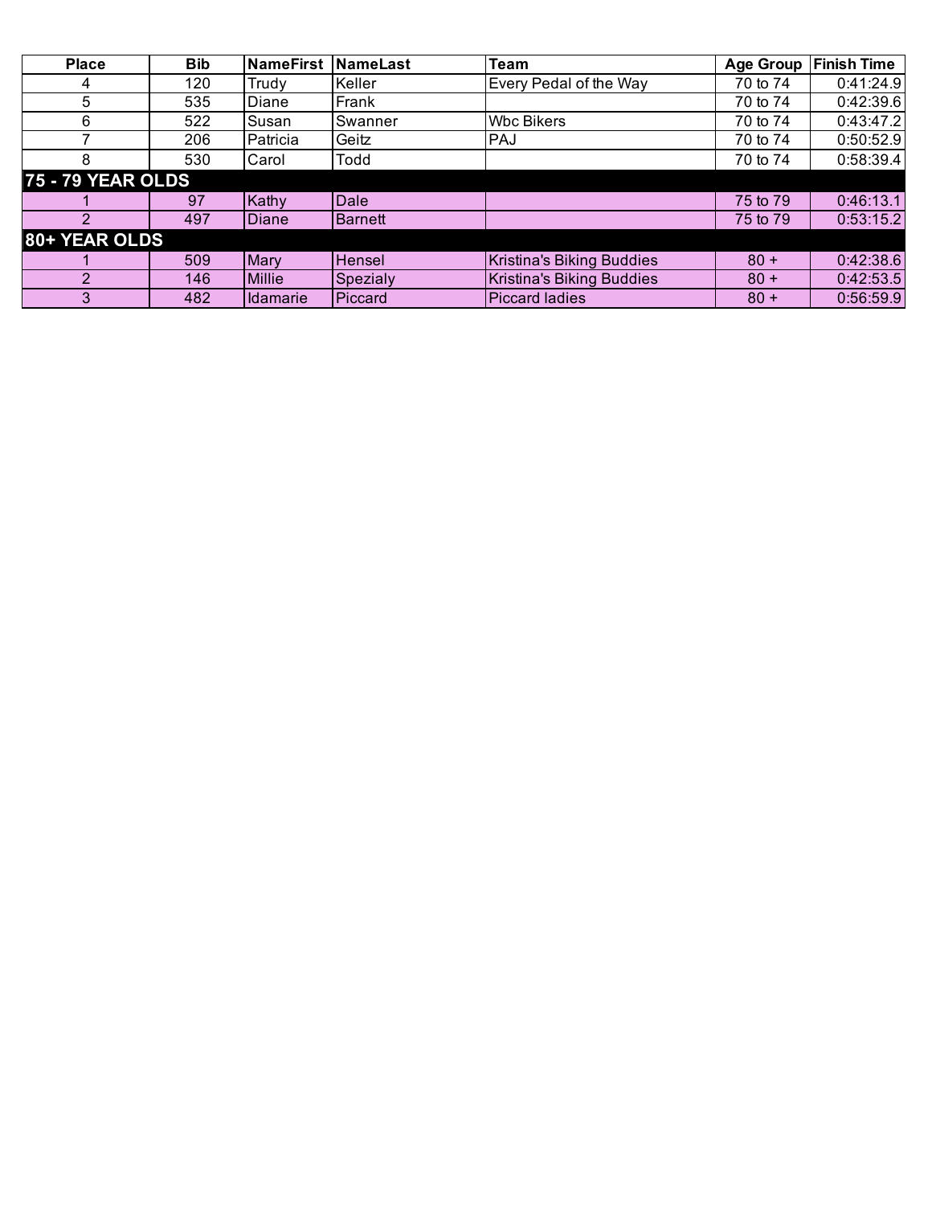| Place | Bib | NameFirst | NameLast | Team | Age Group | Finish Time |
|---|---|---|---|---|---|---|
| 4 | 120 | Trudy | Keller | Every Pedal of the Way | 70 to 74 | 0:41:24.9 |
| 5 | 535 | Diane | Frank | | 70 to 74 | 0:42:39.6 |
| 6 | 522 | Susan | Swanner | Wbc Bikers | 70 to 74 | 0:43:47.2 |
| 7 | 206 | Patricia | Geitz | PAJ | 70 to 74 | 0:50:52.9 |
| 8 | 530 | Carol | Todd | | 70 to 74 | 0:58:39.4 |
| **75 - 79 YEAR OLDS** | | | | | | |
| 1 | 97 | Kathy | Dale | | 75 to 79 | 0:46:13.1 |
| 2 | 497 | Diane | Barnett | | 75 to 79 | 0:53:15.2 |
| **80+ YEAR OLDS** | | | | | | |
| 1 | 509 | Mary | Hensel | Kristina's Biking Buddies | 80 + | 0:42:38.6 |
| 2 | 146 | Millie | Spezialy | Kristina's Biking Buddies | 80 + | 0:42:53.5 |
| 3 | 482 | Idamarie | Piccard | Piccard ladies | 80 + | 0:56:59.9 |